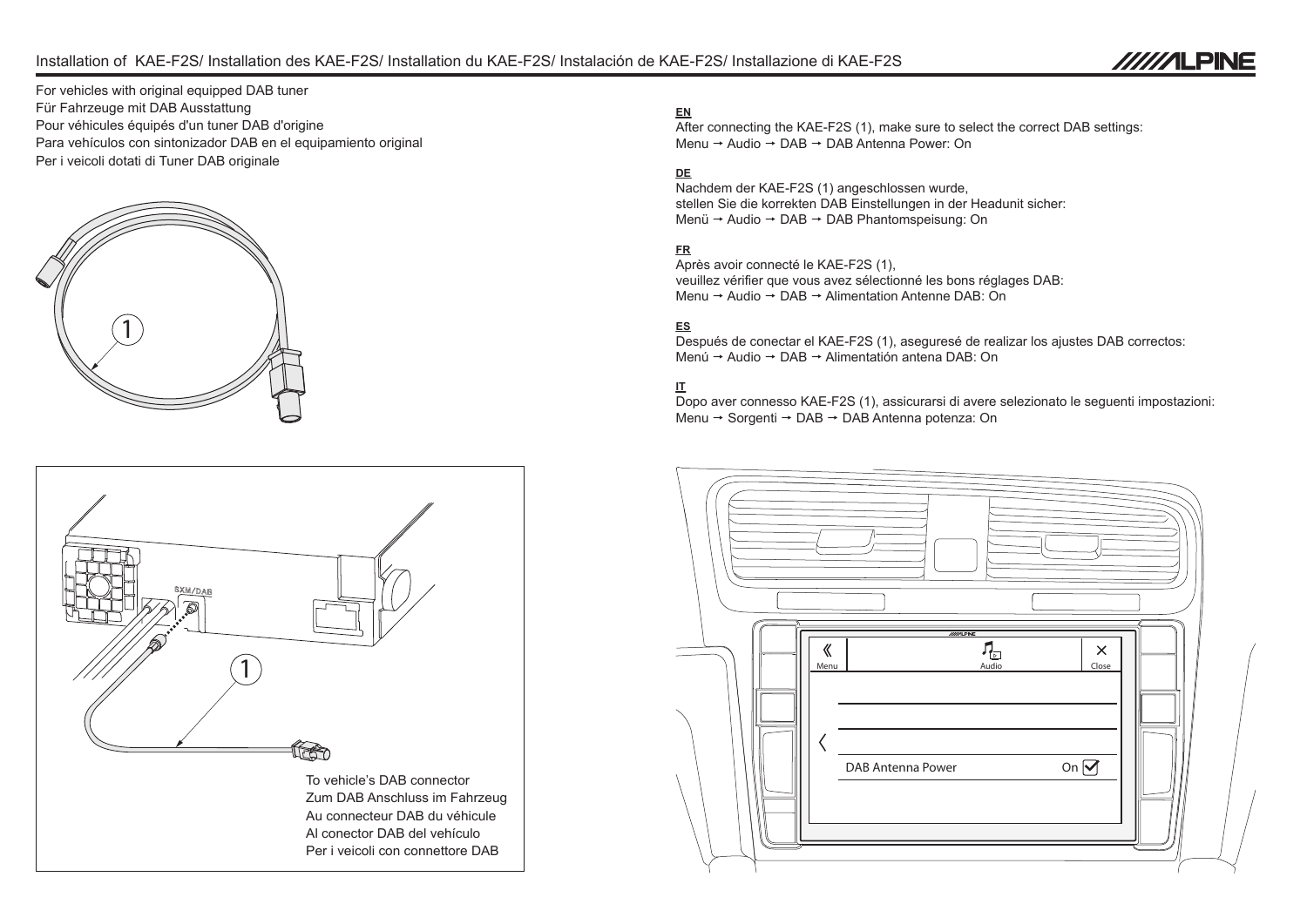# Installation of KAE-F2S/ Installation des KAE-F2S/ Installation du KAE-F2S/ Instalación de KAE-F2S/ Installazione di KAE-F2S

For vehicles with original equipped DAB tuner
Für Fahrzeuge mit DAB Ausstattung
Pour véhicules équipés d'un tuner DAB d'origine
Para vehículos con sintonizador DAB en el equipamiento original
Per i veicoli dotati di Tuner DAB originale

1

SXM/DAB

1

To vehicle's DAB connector
Zum DAB Anschluss im Fahrzeug
Au connecteur DAB du véhicule
Al conector DAB del vehículo
Per i veicoli con connettore DAB

**EN**

After connecting the KAE-F2S (1), make sure to select the correct DAB settings:
Menu → Audio → DAB → DAB Antenna Power: On

**DE**

Nachdem der KAE-F2S (1) angeschlossen wurde,
stellen Sie die korrekten DAB Einstellungen in der Headunit sicher:
Menü → Audio → DAB → DAB Phantomspeisung: On

**FR**

Après avoir connecté le KAE-F2S (1),
veuillez vérifier que vous avez sélectionné les bons réglages DAB:
Menu → Audio → DAB → Alimentation Antenne DAB: On

**ES**

Después de conectar el KAE-F2S (1), asegurésé de realizar los ajustes DAB correctos:
Menú → Audio → DAB → Alimentatión antena DAB: On

**IT**

Dopo aver connesso KAE-F2S (1), assicurarsi di avere selezionato le seguenti impostazioni:
Menu → Sorgenti → DAB → DAB Antenna potenza: On

Menu

Audio

Close

DAB Antenna Power On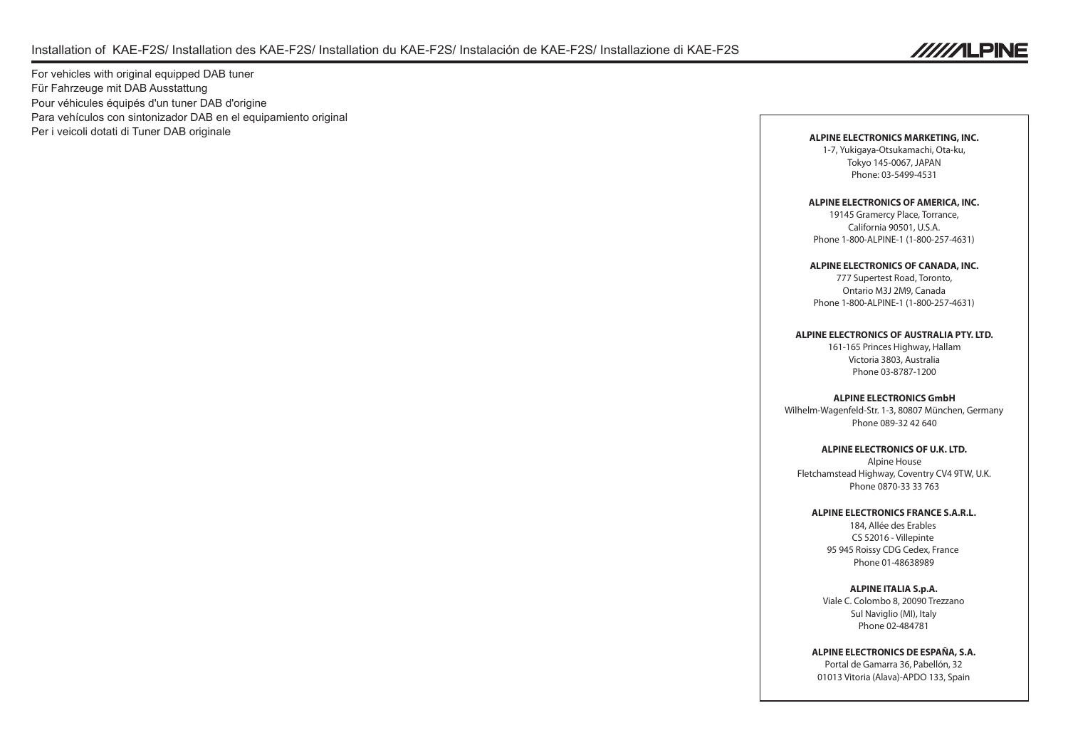# Installation of KAE-F2S/ Installation des KAE-F2S/ Installation du KAE-F2S/ Instalación de KAE-F2S/ Installazione di KAE-F2S

For vehicles with original equipped DAB tuner
Für Fahrzeuge mit DAB Ausstattung
Pour véhicules équipés d'un tuner DAB d'origine
Para vehículos con sintonizador DAB en el equipamiento original
Per i veicoli dotati di Tuner DAB originale

**ALPINE ELECTRONICS MARKETING, INC.**
1-7, Yukigaya-Otsukamachi, Ota-ku,
Tokyo 145-0067, JAPAN
Phone: 03-5499-4531

**ALPINE ELECTRONICS OF AMERICA, INC.**
19145 Gramercy Place, Torrance,
California 90501, U.S.A.
Phone 1-800-ALPINE-1 (1-800-257-4631)

**ALPINE ELECTRONICS OF CANADA, INC.**
777 Supertest Road, Toronto,
Ontario M3J 2M9, Canada
Phone 1-800-ALPINE-1 (1-800-257-4631)

**ALPINE ELECTRONICS OF AUSTRALIA PTY. LTD.**
161-165 Princes Highway, Hallam
Victoria 3803, Australia
Phone 03-8787-1200

**ALPINE ELECTRONICS GmbH**
Wilhelm-Wagenfeld-Str. 1-3, 80807 München, Germany
Phone 089-32 42 640

**ALPINE ELECTRONICS OF U.K. LTD.**
Alpine House
Fletchamstead Highway, Coventry CV4 9TW, U.K.
Phone 0870-33 33 763

**ALPINE ELECTRONICS FRANCE S.A.R.L.**
184, Allée des Erables
CS 52016 - Villepinte
95 945 Roissy CDG Cedex, France
Phone 01-48638989

**ALPINE ITALIA S.p.A.**
Viale C. Colombo 8, 20090 Trezzano
Sul Naviglio (MI), Italy
Phone 02-484781

**ALPINE ELECTRONICS DE ESPAÑA, S.A.**
Portal de Gamarra 36, Pabellón, 32
01013 Vitoria (Alava)-APDO 133, Spain